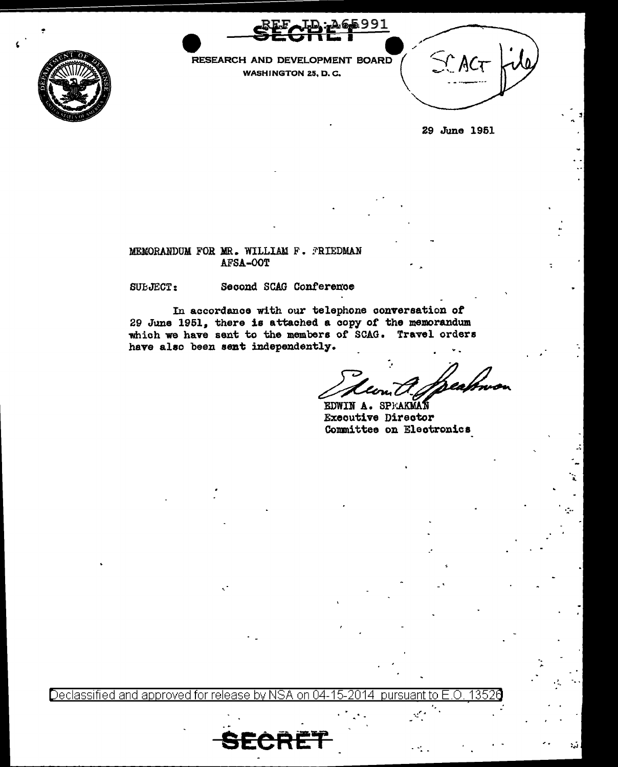REF ID:A65991

SECRET

RESEARCH AND DEVELOPMENT BOARD
WASHINGTON 25, D. C.

SCAG file

29 June 1951

MEMORANDUM FOR MR. WILLIAM F. FRIEDMAN
AFSA-OOT

SUBJECT: Second SCAG Conference

In accordance with our telephone conversation of 29 June 1951, there is attached a copy of the memorandum which we have sent to the members of SCAG. Travel orders have also been sent independently.

EDWIN A. SPEAKMAN
Executive Director
Committee on Electronics

Declassified and approved for release by NSA on 04-15-2014 pursuant to E.O. 13526

SECRET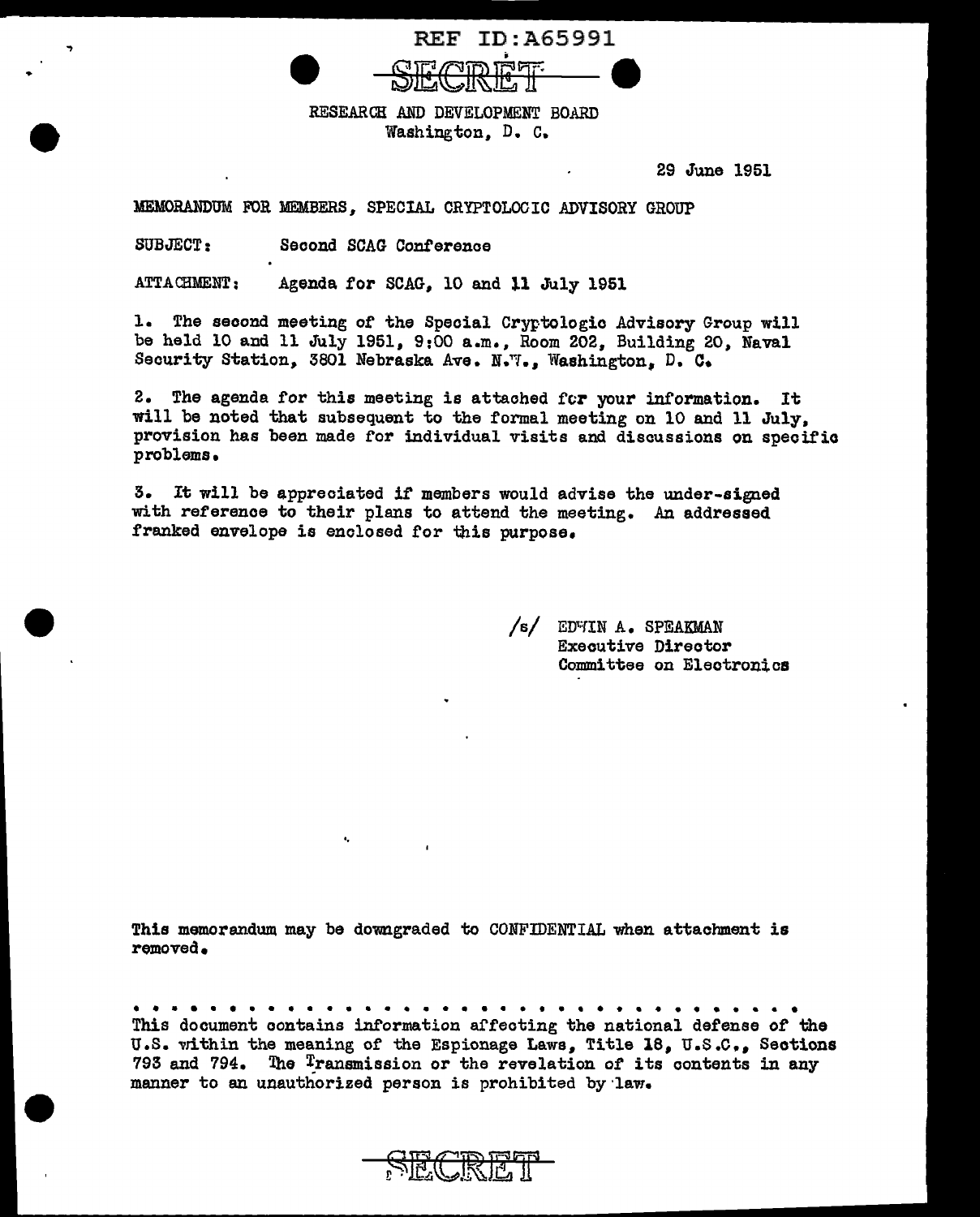REF ID:A65991

SECRET

RESEARCH AND DEVELOPMENT BOARD
Washington, D. C.

29 June 1951

MEMORANDUM FOR MEMBERS, SPECIAL CRYPTOLOGIC ADVISORY GROUP

SUBJECT: Second SCAG Conference

ATTACHMENT: Agenda for SCAG, 10 and 11 July 1951

1. The second meeting of the Special Cryptologic Advisory Group will be held 10 and 11 July 1951, 9:00 a.m., Room 202, Building 20, Naval Security Station, 3801 Nebraska Ave. N.W., Washington, D. C.

2. The agenda for this meeting is attached for your information. It will be noted that subsequent to the formal meeting on 10 and 11 July, provision has been made for individual visits and discussions on specific problems.

3. It will be appreciated if members would advise the under-signed with reference to their plans to attend the meeting. An addressed franked envelope is enclosed for this purpose.

/s/ EDWIN A. SPEAKMAN
Executive Director
Committee on Electronics

This memorandum may be downgraded to CONFIDENTIAL when attachment is removed.

. . . . . . . . . . . . . . . . . . . . . . . . . . . . . . . . . . .

This document contains information affecting the national defense of the U.S. within the meaning of the Espionage Laws, Title 18, U.S.C., Sections 793 and 794. The Transmission or the revelation of its contents in any manner to an unauthorized person is prohibited by law.

SECRET